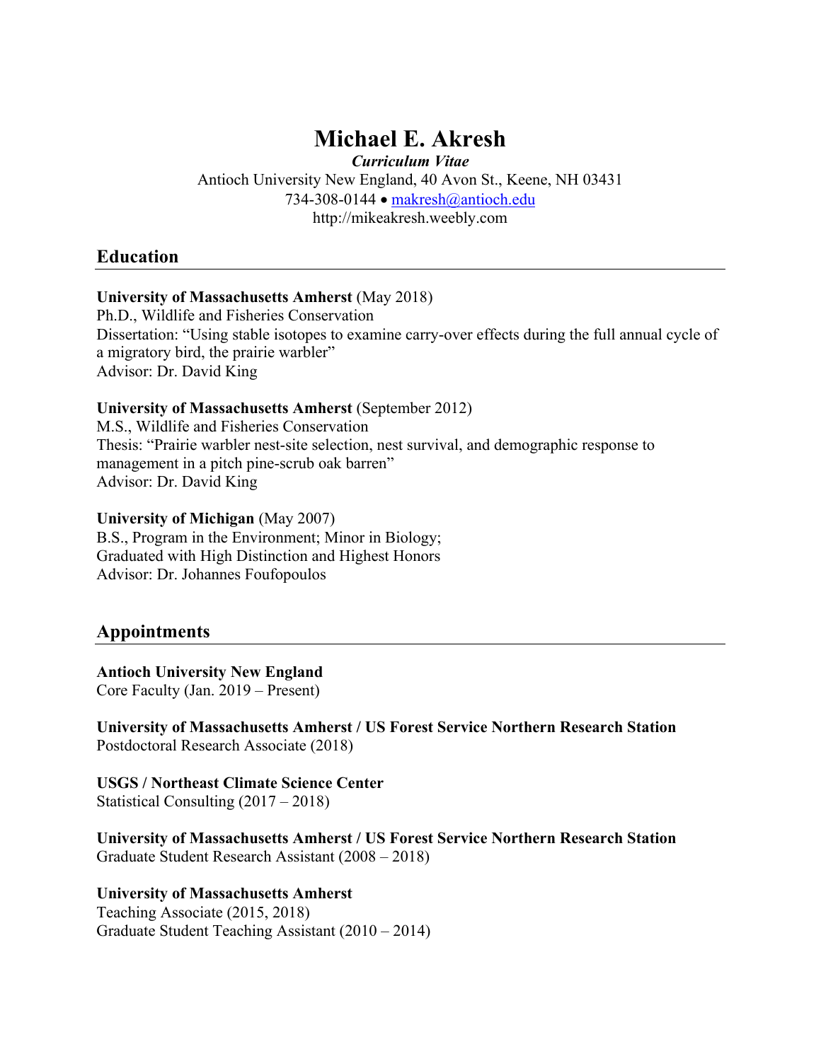# Michael E. Akresh

***Curriculum Vitae***

Antioch University New England, 40 Avon St., Keene, NH 03431

734-308-0144 • makresh@antioch.edu

http://mikeakresh.weebly.com

## Education

**University of Massachusetts Amherst** (May 2018)
Ph.D., Wildlife and Fisheries Conservation
Dissertation: "Using stable isotopes to examine carry-over effects during the full annual cycle of a migratory bird, the prairie warbler"
Advisor: Dr. David King

**University of Massachusetts Amherst** (September 2012)
M.S., Wildlife and Fisheries Conservation
Thesis: "Prairie warbler nest-site selection, nest survival, and demographic response to management in a pitch pine-scrub oak barren"
Advisor: Dr. David King

**University of Michigan** (May 2007)
B.S., Program in the Environment; Minor in Biology;
Graduated with High Distinction and Highest Honors
Advisor: Dr. Johannes Foufopoulos

## Appointments

**Antioch University New England**
Core Faculty (Jan. 2019 – Present)

**University of Massachusetts Amherst / US Forest Service Northern Research Station**
Postdoctoral Research Associate (2018)

**USGS / Northeast Climate Science Center**
Statistical Consulting (2017 – 2018)

**University of Massachusetts Amherst / US Forest Service Northern Research Station**
Graduate Student Research Assistant (2008 – 2018)

**University of Massachusetts Amherst**
Teaching Associate (2015, 2018)
Graduate Student Teaching Assistant (2010 – 2014)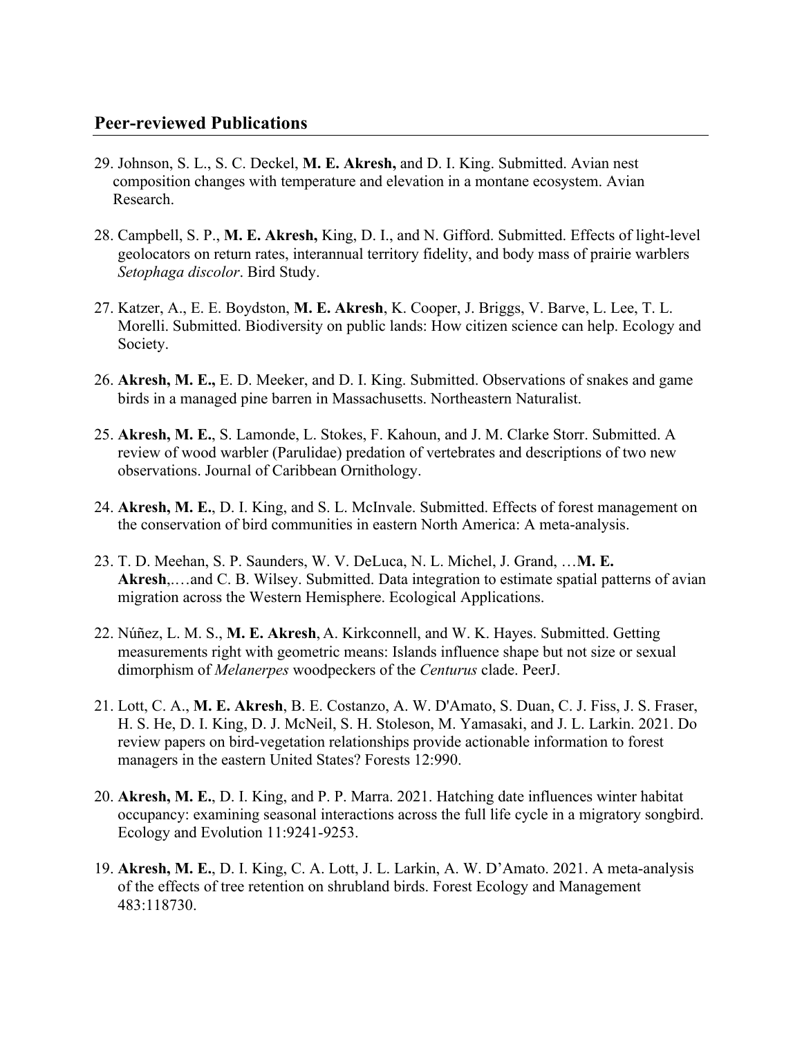## Peer-reviewed Publications

29. Johnson, S. L., S. C. Deckel, **M. E. Akresh,** and D. I. King. Submitted. Avian nest composition changes with temperature and elevation in a montane ecosystem. Avian Research.

28. Campbell, S. P., **M. E. Akresh,** King, D. I., and N. Gifford. Submitted. Effects of light-level geolocators on return rates, interannual territory fidelity, and body mass of prairie warblers *Setophaga discolor*. Bird Study.

27. Katzer, A., E. E. Boydston, **M. E. Akresh**, K. Cooper, J. Briggs, V. Barve, L. Lee, T. L. Morelli. Submitted. Biodiversity on public lands: How citizen science can help. Ecology and Society.

26. **Akresh, M. E.,** E. D. Meeker, and D. I. King. Submitted. Observations of snakes and game birds in a managed pine barren in Massachusetts. Northeastern Naturalist.

25. **Akresh, M. E.**, S. Lamonde, L. Stokes, F. Kahoun, and J. M. Clarke Storr. Submitted. A review of wood warbler (Parulidae) predation of vertebrates and descriptions of two new observations. Journal of Caribbean Ornithology.

24. **Akresh, M. E.**, D. I. King, and S. L. McInvale. Submitted. Effects of forest management on the conservation of bird communities in eastern North America: A meta-analysis.

23. T. D. Meehan, S. P. Saunders, W. V. DeLuca, N. L. Michel, J. Grand, …**M. E. Akresh**,.…and C. B. Wilsey. Submitted. Data integration to estimate spatial patterns of avian migration across the Western Hemisphere. Ecological Applications.

22. Núñez, L. M. S., **M. E. Akresh**, A. Kirkconnell, and W. K. Hayes. Submitted. Getting measurements right with geometric means: Islands influence shape but not size or sexual dimorphism of *Melanerpes* woodpeckers of the *Centurus* clade. PeerJ.

21. Lott, C. A., **M. E. Akresh**, B. E. Costanzo, A. W. D'Amato, S. Duan, C. J. Fiss, J. S. Fraser, H. S. He, D. I. King, D. J. McNeil, S. H. Stoleson, M. Yamasaki, and J. L. Larkin. 2021. Do review papers on bird-vegetation relationships provide actionable information to forest managers in the eastern United States? Forests 12:990.

20. **Akresh, M. E.**, D. I. King, and P. P. Marra. 2021. Hatching date influences winter habitat occupancy: examining seasonal interactions across the full life cycle in a migratory songbird. Ecology and Evolution 11:9241-9253.

19. **Akresh, M. E.**, D. I. King, C. A. Lott, J. L. Larkin, A. W. D'Amato. 2021. A meta-analysis of the effects of tree retention on shrubland birds. Forest Ecology and Management 483:118730.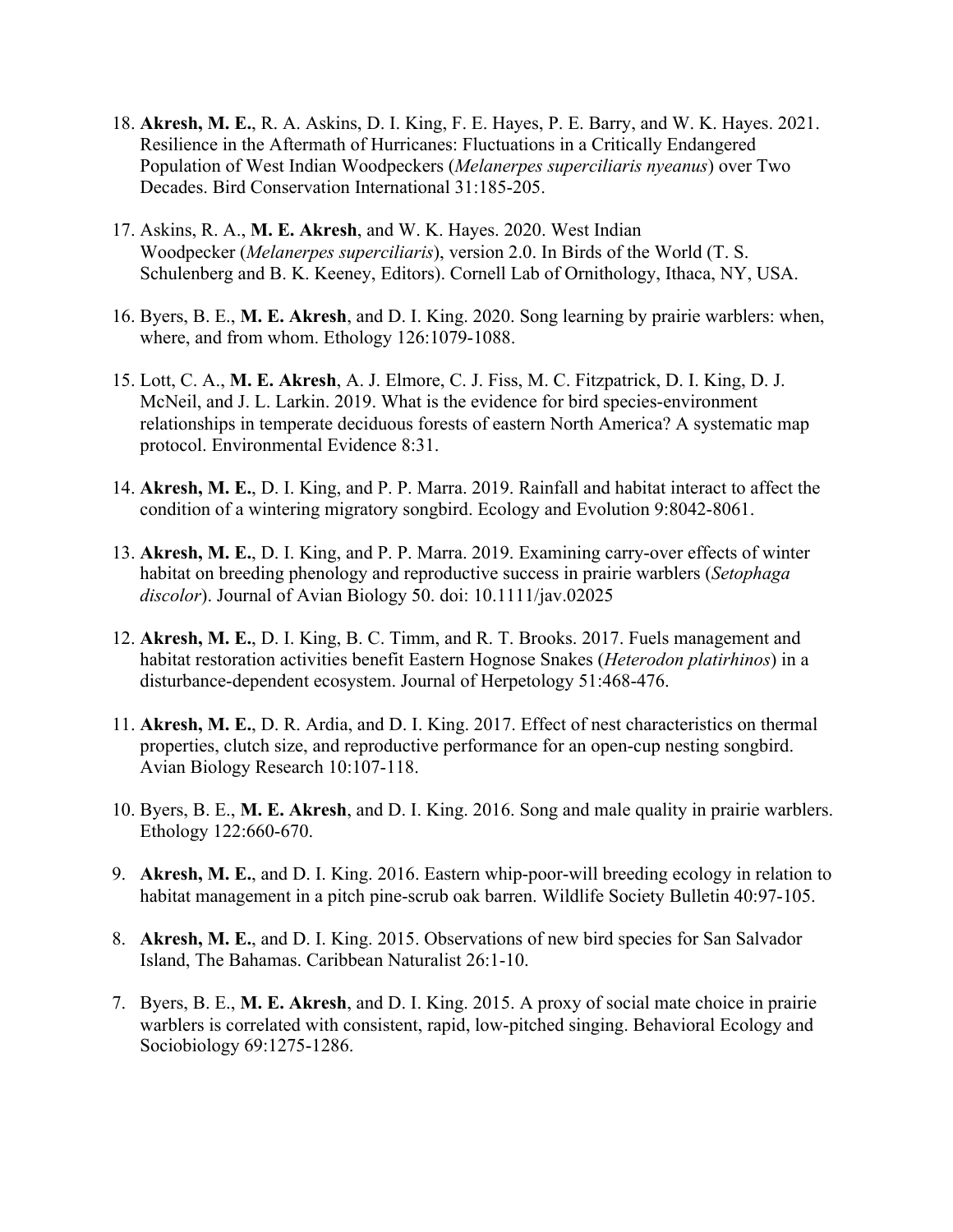18. **Akresh, M. E.**, R. A. Askins, D. I. King, F. E. Hayes, P. E. Barry, and W. K. Hayes. 2021. Resilience in the Aftermath of Hurricanes: Fluctuations in a Critically Endangered Population of West Indian Woodpeckers (*Melanerpes superciliaris nyeanus*) over Two Decades. Bird Conservation International 31:185-205.

17. Askins, R. A., **M. E. Akresh**, and W. K. Hayes. 2020. West Indian Woodpecker (*Melanerpes superciliaris*), version 2.0. In Birds of the World (T. S. Schulenberg and B. K. Keeney, Editors). Cornell Lab of Ornithology, Ithaca, NY, USA.

16. Byers, B. E., **M. E. Akresh**, and D. I. King. 2020. Song learning by prairie warblers: when, where, and from whom. Ethology 126:1079-1088.

15. Lott, C. A., **M. E. Akresh**, A. J. Elmore, C. J. Fiss, M. C. Fitzpatrick, D. I. King, D. J. McNeil, and J. L. Larkin. 2019. What is the evidence for bird species-environment relationships in temperate deciduous forests of eastern North America? A systematic map protocol. Environmental Evidence 8:31.

14. **Akresh, M. E.**, D. I. King, and P. P. Marra. 2019. Rainfall and habitat interact to affect the condition of a wintering migratory songbird. Ecology and Evolution 9:8042-8061.

13. **Akresh, M. E.**, D. I. King, and P. P. Marra. 2019. Examining carry-over effects of winter habitat on breeding phenology and reproductive success in prairie warblers (*Setophaga discolor*). Journal of Avian Biology 50. doi: 10.1111/jav.02025

12. **Akresh, M. E.**, D. I. King, B. C. Timm, and R. T. Brooks. 2017. Fuels management and habitat restoration activities benefit Eastern Hognose Snakes (*Heterodon platirhinos*) in a disturbance-dependent ecosystem. Journal of Herpetology 51:468-476.

11. **Akresh, M. E.**, D. R. Ardia, and D. I. King. 2017. Effect of nest characteristics on thermal properties, clutch size, and reproductive performance for an open-cup nesting songbird. Avian Biology Research 10:107-118.

10. Byers, B. E., **M. E. Akresh**, and D. I. King. 2016. Song and male quality in prairie warblers. Ethology 122:660-670.

9. **Akresh, M. E.**, and D. I. King. 2016. Eastern whip-poor-will breeding ecology in relation to habitat management in a pitch pine-scrub oak barren. Wildlife Society Bulletin 40:97-105.

8. **Akresh, M. E.**, and D. I. King. 2015. Observations of new bird species for San Salvador Island, The Bahamas. Caribbean Naturalist 26:1-10.

7. Byers, B. E., **M. E. Akresh**, and D. I. King. 2015. A proxy of social mate choice in prairie warblers is correlated with consistent, rapid, low-pitched singing. Behavioral Ecology and Sociobiology 69:1275-1286.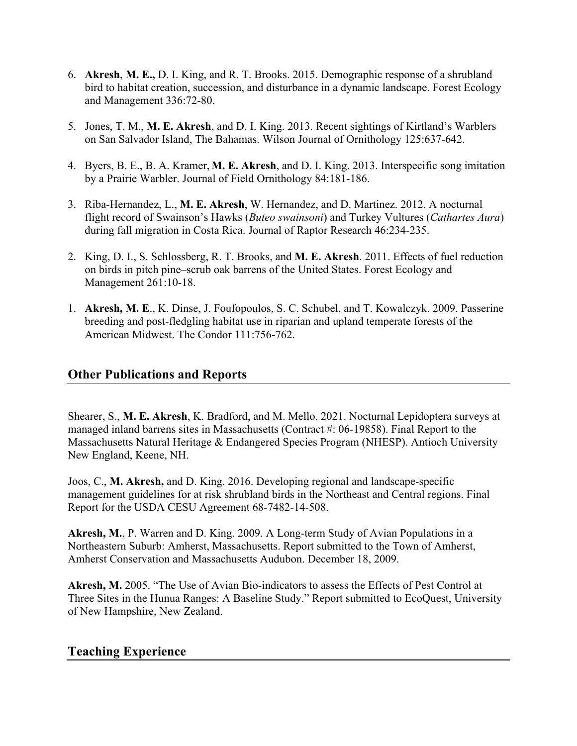6. **Akresh**, **M. E.,** D. I. King, and R. T. Brooks. 2015. Demographic response of a shrubland bird to habitat creation, succession, and disturbance in a dynamic landscape. Forest Ecology and Management 336:72-80.

5. Jones, T. M., **M. E. Akresh**, and D. I. King. 2013. Recent sightings of Kirtland's Warblers on San Salvador Island, The Bahamas. Wilson Journal of Ornithology 125:637-642.

4. Byers, B. E., B. A. Kramer, **M. E. Akresh**, and D. I. King. 2013. Interspecific song imitation by a Prairie Warbler. Journal of Field Ornithology 84:181-186.

3. Riba-Hernandez, L., **M. E. Akresh**, W. Hernandez, and D. Martinez. 2012. A nocturnal flight record of Swainson's Hawks (*Buteo swainsoni*) and Turkey Vultures (*Cathartes Aura*) during fall migration in Costa Rica. Journal of Raptor Research 46:234-235.

2. King, D. I., S. Schlossberg, R. T. Brooks, and **M. E. Akresh**. 2011. Effects of fuel reduction on birds in pitch pine–scrub oak barrens of the United States. Forest Ecology and Management 261:10-18.

1. **Akresh, M. E**., K. Dinse, J. Foufopoulos, S. C. Schubel, and T. Kowalczyk. 2009. Passerine breeding and post-fledgling habitat use in riparian and upland temperate forests of the American Midwest. The Condor 111:756-762.

## Other Publications and Reports

Shearer, S., **M. E. Akresh**, K. Bradford, and M. Mello. 2021. Nocturnal Lepidoptera surveys at managed inland barrens sites in Massachusetts (Contract #: 06-19858). Final Report to the Massachusetts Natural Heritage & Endangered Species Program (NHESP). Antioch University New England, Keene, NH.

Joos, C., **M. Akresh,** and D. King. 2016. Developing regional and landscape-specific management guidelines for at risk shrubland birds in the Northeast and Central regions. Final Report for the USDA CESU Agreement 68-7482-14-508.

**Akresh, M.**, P. Warren and D. King. 2009. A Long-term Study of Avian Populations in a Northeastern Suburb: Amherst, Massachusetts. Report submitted to the Town of Amherst, Amherst Conservation and Massachusetts Audubon. December 18, 2009.

**Akresh, M.** 2005. "The Use of Avian Bio-indicators to assess the Effects of Pest Control at Three Sites in the Hunua Ranges: A Baseline Study." Report submitted to EcoQuest, University of New Hampshire, New Zealand.

## Teaching Experience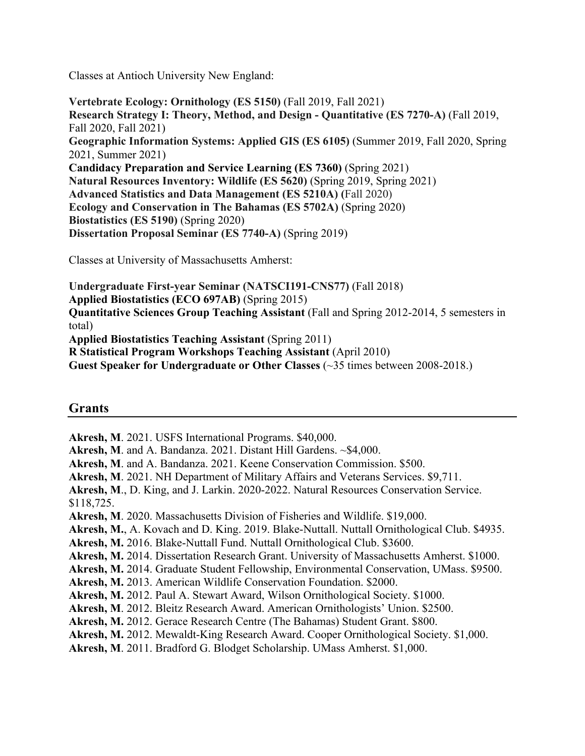Classes at Antioch University New England:

**Vertebrate Ecology: Ornithology (ES 5150)** (Fall 2019, Fall 2021)
**Research Strategy I: Theory, Method, and Design - Quantitative (ES 7270-A)** (Fall 2019, Fall 2020, Fall 2021)
**Geographic Information Systems: Applied GIS (ES 6105)** (Summer 2019, Fall 2020, Spring 2021, Summer 2021)
**Candidacy Preparation and Service Learning (ES 7360)** (Spring 2021)
**Natural Resources Inventory: Wildlife (ES 5620)** (Spring 2019, Spring 2021)
**Advanced Statistics and Data Management (ES 5210A) (**Fall 2020)
**Ecology and Conservation in The Bahamas (ES 5702A)** (Spring 2020)
**Biostatistics (ES 5190)** (Spring 2020)
**Dissertation Proposal Seminar (ES 7740-A)** (Spring 2019)

Classes at University of Massachusetts Amherst:

**Undergraduate First-year Seminar (NATSCI191-CNS77)** (Fall 2018)
**Applied Biostatistics (ECO 697AB)** (Spring 2015)
**Quantitative Sciences Group Teaching Assistant** (Fall and Spring 2012-2014, 5 semesters in total)
**Applied Biostatistics Teaching Assistant** (Spring 2011)
**R Statistical Program Workshops Teaching Assistant** (April 2010)
**Guest Speaker for Undergraduate or Other Classes** (~35 times between 2008-2018.)

## Grants

**Akresh, M**. 2021. USFS International Programs. $40,000.
**Akresh, M**. and A. Bandanza. 2021. Distant Hill Gardens. ~$4,000.
**Akresh, M**. and A. Bandanza. 2021. Keene Conservation Commission. $500.
**Akresh, M**. 2021. NH Department of Military Affairs and Veterans Services. $9,711.
**Akresh, M**., D. King, and J. Larkin. 2020-2022. Natural Resources Conservation Service. $118,725.
**Akresh, M**. 2020. Massachusetts Division of Fisheries and Wildlife. $19,000.
**Akresh, M.**, A. Kovach and D. King. 2019. Blake-Nuttall. Nuttall Ornithological Club. $4935.
**Akresh, M.** 2016. Blake-Nuttall Fund. Nuttall Ornithological Club. $3600.
**Akresh, M.** 2014. Dissertation Research Grant. University of Massachusetts Amherst. $1000.
**Akresh, M.** 2014. Graduate Student Fellowship, Environmental Conservation, UMass. $9500.
**Akresh, M.** 2013. American Wildlife Conservation Foundation. $2000.
**Akresh, M.** 2012. Paul A. Stewart Award, Wilson Ornithological Society. $1000.
**Akresh, M**. 2012. Bleitz Research Award. American Ornithologists' Union. $2500.
**Akresh, M.** 2012. Gerace Research Centre (The Bahamas) Student Grant. $800.
**Akresh, M.** 2012. Mewaldt-King Research Award. Cooper Ornithological Society. $1,000.
**Akresh, M**. 2011. Bradford G. Blodget Scholarship. UMass Amherst. $1,000.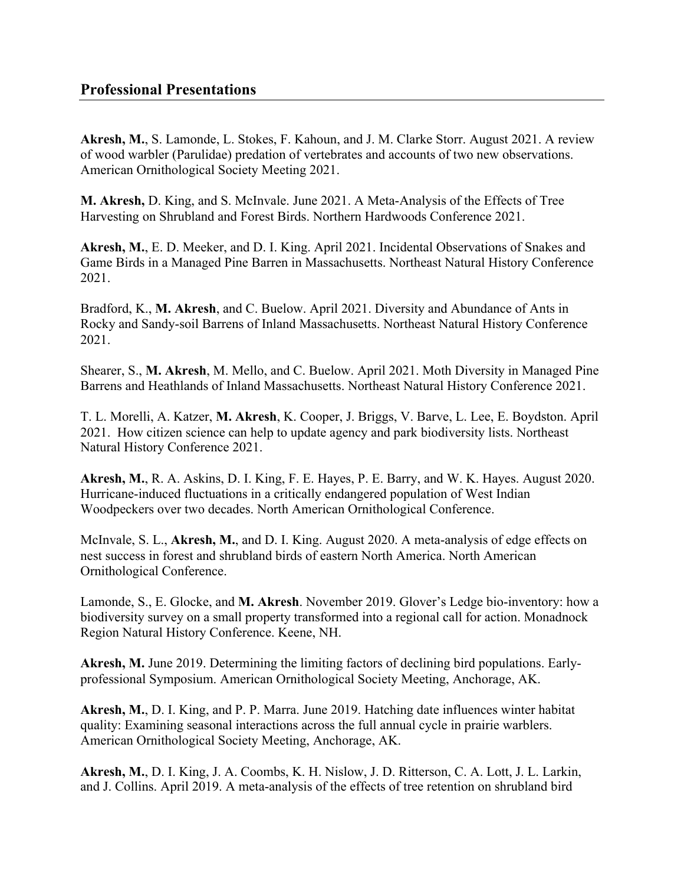## Professional Presentations

**Akresh, M.**, S. Lamonde, L. Stokes, F. Kahoun, and J. M. Clarke Storr. August 2021. A review of wood warbler (Parulidae) predation of vertebrates and accounts of two new observations. American Ornithological Society Meeting 2021.

**M. Akresh,** D. King, and S. McInvale. June 2021. A Meta-Analysis of the Effects of Tree Harvesting on Shrubland and Forest Birds. Northern Hardwoods Conference 2021.

**Akresh, M.**, E. D. Meeker, and D. I. King. April 2021. Incidental Observations of Snakes and Game Birds in a Managed Pine Barren in Massachusetts. Northeast Natural History Conference 2021.

Bradford, K., **M. Akresh**, and C. Buelow. April 2021. Diversity and Abundance of Ants in Rocky and Sandy-soil Barrens of Inland Massachusetts. Northeast Natural History Conference 2021.

Shearer, S., **M. Akresh**, M. Mello, and C. Buelow. April 2021. Moth Diversity in Managed Pine Barrens and Heathlands of Inland Massachusetts. Northeast Natural History Conference 2021.

T. L. Morelli, A. Katzer, **M. Akresh**, K. Cooper, J. Briggs, V. Barve, L. Lee, E. Boydston. April 2021. How citizen science can help to update agency and park biodiversity lists. Northeast Natural History Conference 2021.

**Akresh, M.**, R. A. Askins, D. I. King, F. E. Hayes, P. E. Barry, and W. K. Hayes. August 2020. Hurricane-induced fluctuations in a critically endangered population of West Indian Woodpeckers over two decades. North American Ornithological Conference.

McInvale, S. L., **Akresh, M.**, and D. I. King. August 2020. A meta-analysis of edge effects on nest success in forest and shrubland birds of eastern North America. North American Ornithological Conference.

Lamonde, S., E. Glocke, and **M. Akresh**. November 2019. Glover's Ledge bio-inventory: how a biodiversity survey on a small property transformed into a regional call for action. Monadnock Region Natural History Conference. Keene, NH.

**Akresh, M.** June 2019. Determining the limiting factors of declining bird populations. Early-professional Symposium. American Ornithological Society Meeting, Anchorage, AK.

**Akresh, M.**, D. I. King, and P. P. Marra. June 2019. Hatching date influences winter habitat quality: Examining seasonal interactions across the full annual cycle in prairie warblers. American Ornithological Society Meeting, Anchorage, AK.

**Akresh, M.**, D. I. King, J. A. Coombs, K. H. Nislow, J. D. Ritterson, C. A. Lott, J. L. Larkin, and J. Collins. April 2019. A meta-analysis of the effects of tree retention on shrubland bird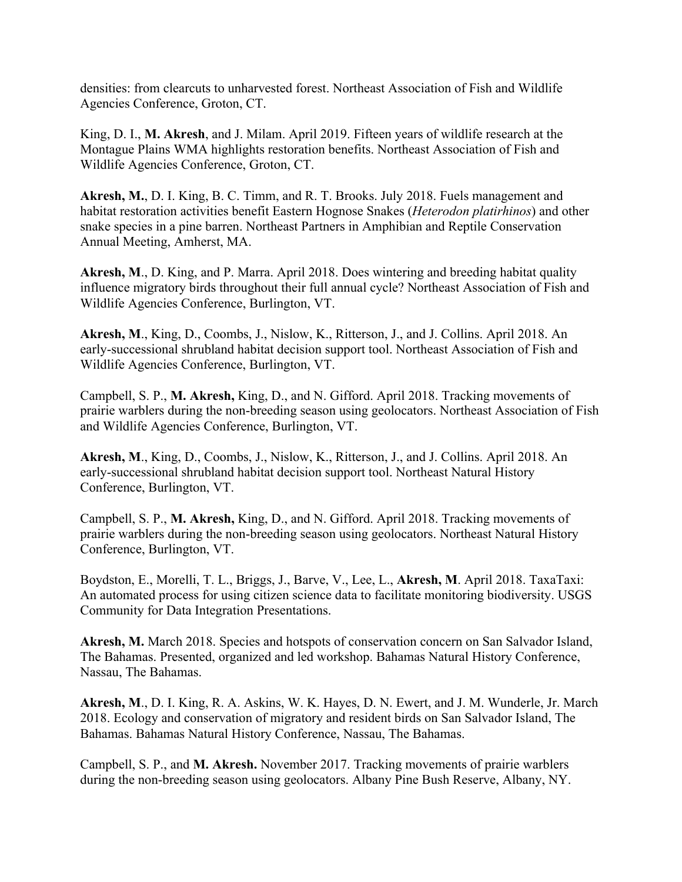densities: from clearcuts to unharvested forest. Northeast Association of Fish and Wildlife Agencies Conference, Groton, CT.

King, D. I., **M. Akresh**, and J. Milam. April 2019. Fifteen years of wildlife research at the Montague Plains WMA highlights restoration benefits. Northeast Association of Fish and Wildlife Agencies Conference, Groton, CT.

**Akresh, M.**, D. I. King, B. C. Timm, and R. T. Brooks. July 2018. Fuels management and habitat restoration activities benefit Eastern Hognose Snakes (*Heterodon platirhinos*) and other snake species in a pine barren. Northeast Partners in Amphibian and Reptile Conservation Annual Meeting, Amherst, MA.

**Akresh, M**., D. King, and P. Marra. April 2018. Does wintering and breeding habitat quality influence migratory birds throughout their full annual cycle? Northeast Association of Fish and Wildlife Agencies Conference, Burlington, VT.

**Akresh, M**., King, D., Coombs, J., Nislow, K., Ritterson, J., and J. Collins. April 2018. An early-successional shrubland habitat decision support tool. Northeast Association of Fish and Wildlife Agencies Conference, Burlington, VT.

Campbell, S. P., **M. Akresh,** King, D., and N. Gifford. April 2018. Tracking movements of prairie warblers during the non-breeding season using geolocators. Northeast Association of Fish and Wildlife Agencies Conference, Burlington, VT.

**Akresh, M**., King, D., Coombs, J., Nislow, K., Ritterson, J., and J. Collins. April 2018. An early-successional shrubland habitat decision support tool. Northeast Natural History Conference, Burlington, VT.

Campbell, S. P., **M. Akresh,** King, D., and N. Gifford. April 2018. Tracking movements of prairie warblers during the non-breeding season using geolocators. Northeast Natural History Conference, Burlington, VT.

Boydston, E., Morelli, T. L., Briggs, J., Barve, V., Lee, L., **Akresh, M**. April 2018. TaxaTaxi: An automated process for using citizen science data to facilitate monitoring biodiversity. USGS Community for Data Integration Presentations.

**Akresh, M.** March 2018. Species and hotspots of conservation concern on San Salvador Island, The Bahamas. Presented, organized and led workshop. Bahamas Natural History Conference, Nassau, The Bahamas.

**Akresh, M**., D. I. King, R. A. Askins, W. K. Hayes, D. N. Ewert, and J. M. Wunderle, Jr. March 2018. Ecology and conservation of migratory and resident birds on San Salvador Island, The Bahamas. Bahamas Natural History Conference, Nassau, The Bahamas.

Campbell, S. P., and **M. Akresh.** November 2017. Tracking movements of prairie warblers during the non-breeding season using geolocators. Albany Pine Bush Reserve, Albany, NY.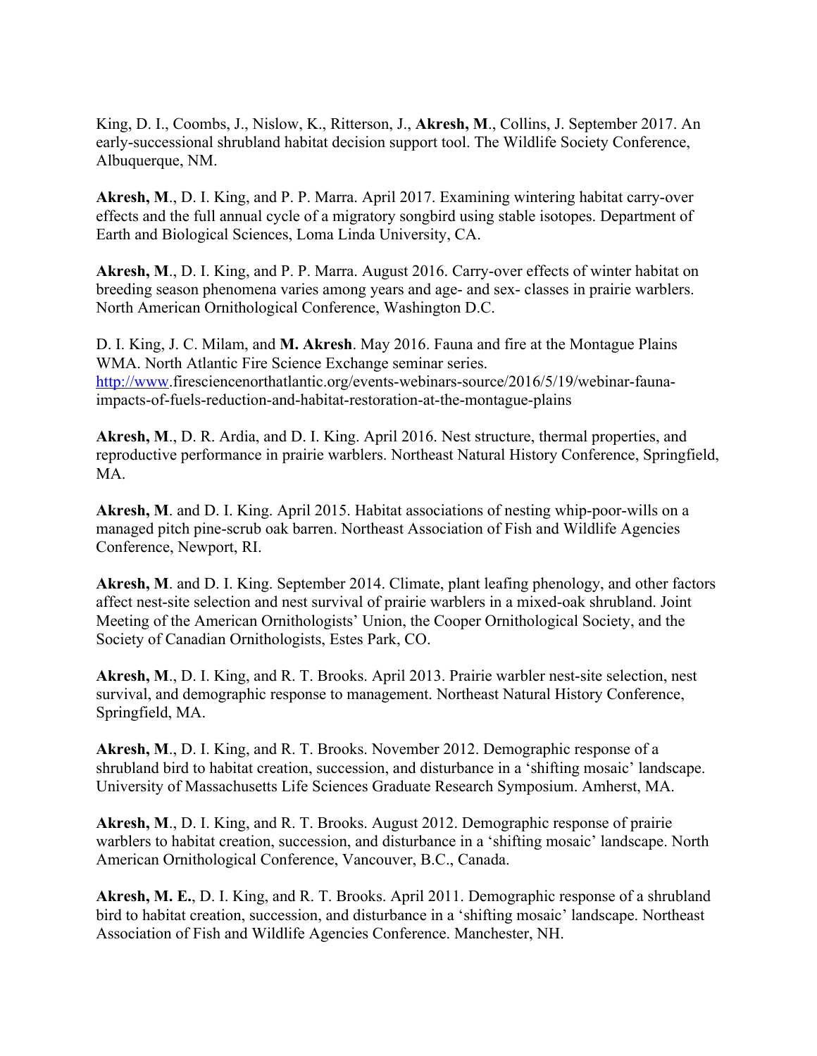King, D. I., Coombs, J., Nislow, K., Ritterson, J., **Akresh, M**., Collins, J. September 2017. An early-successional shrubland habitat decision support tool. The Wildlife Society Conference, Albuquerque, NM.

**Akresh, M**., D. I. King, and P. P. Marra. April 2017. Examining wintering habitat carry-over effects and the full annual cycle of a migratory songbird using stable isotopes. Department of Earth and Biological Sciences, Loma Linda University, CA.

**Akresh, M**., D. I. King, and P. P. Marra. August 2016. Carry-over effects of winter habitat on breeding season phenomena varies among years and age- and sex- classes in prairie warblers. North American Ornithological Conference, Washington D.C.

D. I. King, J. C. Milam, and **M. Akresh**. May 2016. Fauna and fire at the Montague Plains WMA. North Atlantic Fire Science Exchange seminar series. http://www.firesciencenorthatlantic.org/events-webinars-source/2016/5/19/webinar-fauna-impacts-of-fuels-reduction-and-habitat-restoration-at-the-montague-plains

**Akresh, M**., D. R. Ardia, and D. I. King. April 2016. Nest structure, thermal properties, and reproductive performance in prairie warblers. Northeast Natural History Conference, Springfield, MA.

**Akresh, M**. and D. I. King. April 2015. Habitat associations of nesting whip-poor-wills on a managed pitch pine-scrub oak barren. Northeast Association of Fish and Wildlife Agencies Conference, Newport, RI.

**Akresh, M**. and D. I. King. September 2014. Climate, plant leafing phenology, and other factors affect nest-site selection and nest survival of prairie warblers in a mixed-oak shrubland. Joint Meeting of the American Ornithologists' Union, the Cooper Ornithological Society, and the Society of Canadian Ornithologists, Estes Park, CO.

**Akresh, M**., D. I. King, and R. T. Brooks. April 2013. Prairie warbler nest-site selection, nest survival, and demographic response to management. Northeast Natural History Conference, Springfield, MA.

**Akresh, M**., D. I. King, and R. T. Brooks. November 2012. Demographic response of a shrubland bird to habitat creation, succession, and disturbance in a 'shifting mosaic' landscape. University of Massachusetts Life Sciences Graduate Research Symposium. Amherst, MA.

**Akresh, M**., D. I. King, and R. T. Brooks. August 2012. Demographic response of prairie warblers to habitat creation, succession, and disturbance in a 'shifting mosaic' landscape. North American Ornithological Conference, Vancouver, B.C., Canada.

**Akresh, M. E.**, D. I. King, and R. T. Brooks. April 2011. Demographic response of a shrubland bird to habitat creation, succession, and disturbance in a 'shifting mosaic' landscape. Northeast Association of Fish and Wildlife Agencies Conference. Manchester, NH.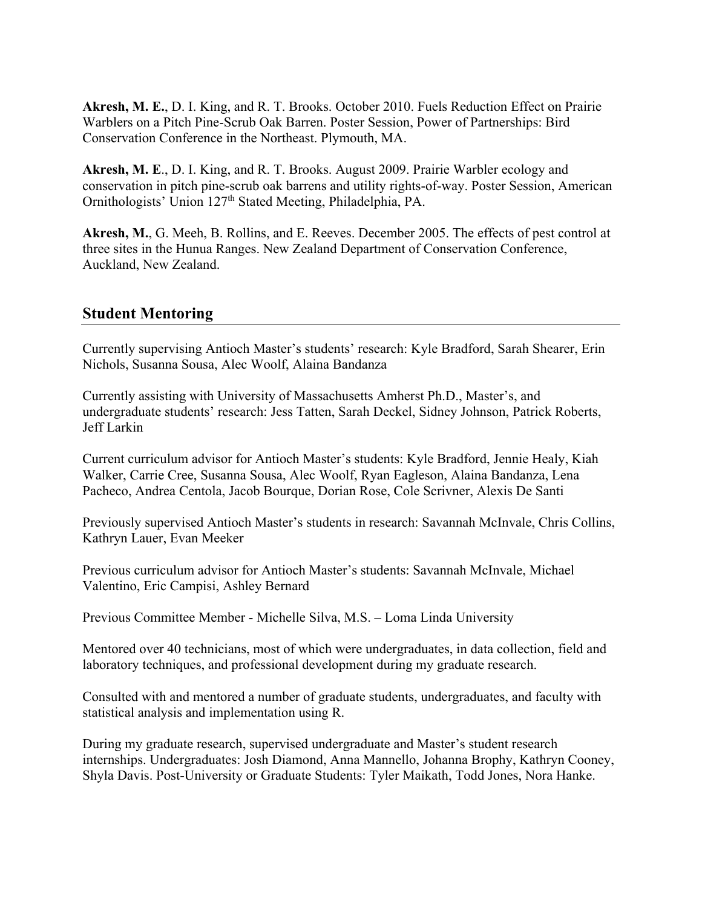**Akresh, M. E.**, D. I. King, and R. T. Brooks. October 2010. Fuels Reduction Effect on Prairie Warblers on a Pitch Pine-Scrub Oak Barren. Poster Session, Power of Partnerships: Bird Conservation Conference in the Northeast. Plymouth, MA.

**Akresh, M. E**., D. I. King, and R. T. Brooks. August 2009. Prairie Warbler ecology and conservation in pitch pine-scrub oak barrens and utility rights-of-way. Poster Session, American Ornithologists' Union 127th Stated Meeting, Philadelphia, PA.

**Akresh, M.**, G. Meeh, B. Rollins, and E. Reeves. December 2005. The effects of pest control at three sites in the Hunua Ranges. New Zealand Department of Conservation Conference, Auckland, New Zealand.

## Student Mentoring

Currently supervising Antioch Master's students' research: Kyle Bradford, Sarah Shearer, Erin Nichols, Susanna Sousa, Alec Woolf, Alaina Bandanza

Currently assisting with University of Massachusetts Amherst Ph.D., Master's, and undergraduate students' research: Jess Tatten, Sarah Deckel, Sidney Johnson, Patrick Roberts, Jeff Larkin

Current curriculum advisor for Antioch Master's students: Kyle Bradford, Jennie Healy, Kiah Walker, Carrie Cree, Susanna Sousa, Alec Woolf, Ryan Eagleson, Alaina Bandanza, Lena Pacheco, Andrea Centola, Jacob Bourque, Dorian Rose, Cole Scrivner, Alexis De Santi

Previously supervised Antioch Master's students in research: Savannah McInvale, Chris Collins, Kathryn Lauer, Evan Meeker

Previous curriculum advisor for Antioch Master's students: Savannah McInvale, Michael Valentino, Eric Campisi, Ashley Bernard

Previous Committee Member - Michelle Silva, M.S. – Loma Linda University

Mentored over 40 technicians, most of which were undergraduates, in data collection, field and laboratory techniques, and professional development during my graduate research.

Consulted with and mentored a number of graduate students, undergraduates, and faculty with statistical analysis and implementation using R.

During my graduate research, supervised undergraduate and Master's student research internships. Undergraduates: Josh Diamond, Anna Mannello, Johanna Brophy, Kathryn Cooney, Shyla Davis. Post-University or Graduate Students: Tyler Maikath, Todd Jones, Nora Hanke.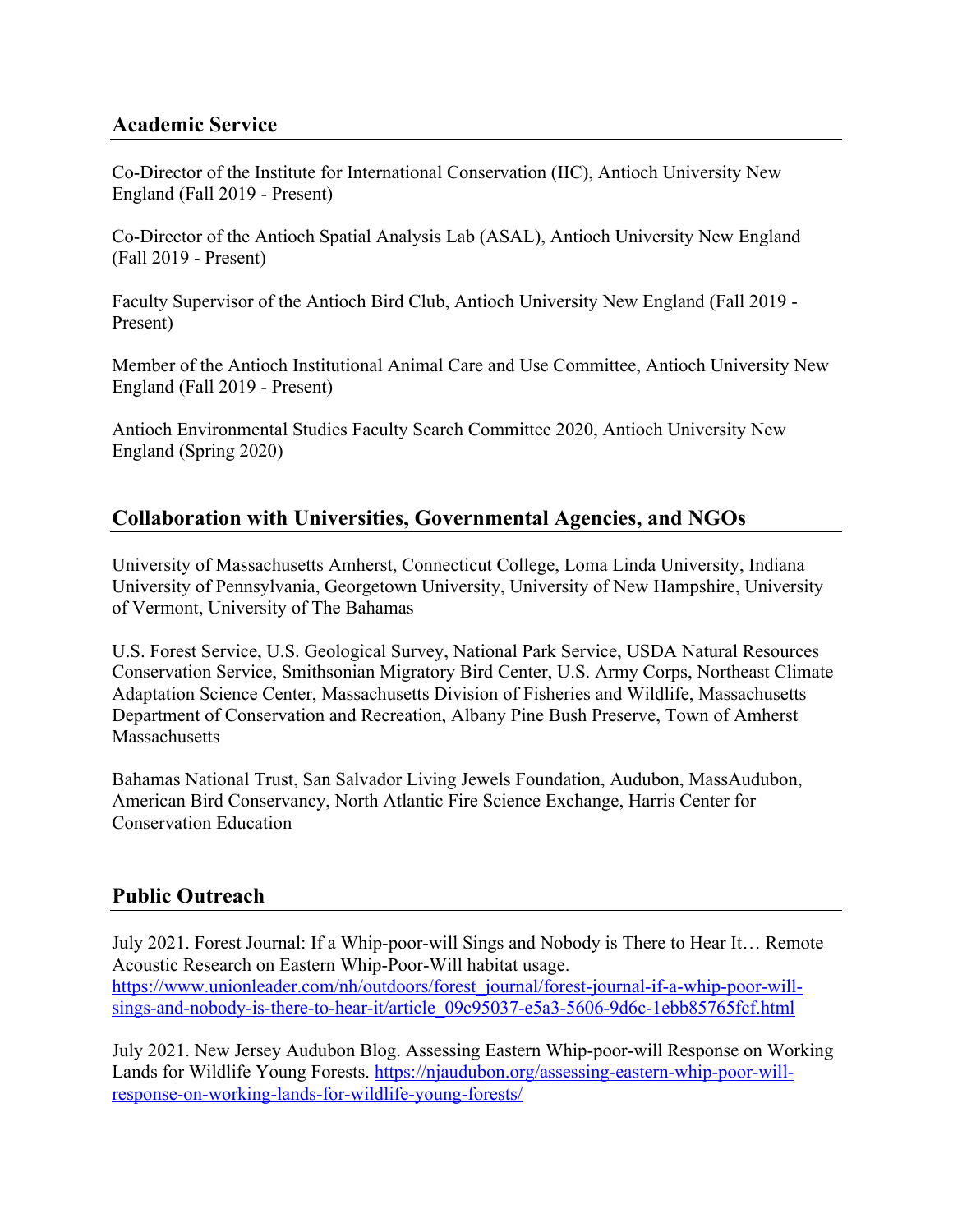## Academic Service

Co-Director of the Institute for International Conservation (IIC), Antioch University New England (Fall 2019 - Present)

Co-Director of the Antioch Spatial Analysis Lab (ASAL), Antioch University New England (Fall 2019 - Present)

Faculty Supervisor of the Antioch Bird Club, Antioch University New England (Fall 2019 - Present)

Member of the Antioch Institutional Animal Care and Use Committee, Antioch University New England (Fall 2019 - Present)

Antioch Environmental Studies Faculty Search Committee 2020, Antioch University New England (Spring 2020)

## Collaboration with Universities, Governmental Agencies, and NGOs

University of Massachusetts Amherst, Connecticut College, Loma Linda University, Indiana University of Pennsylvania, Georgetown University, University of New Hampshire, University of Vermont, University of The Bahamas

U.S. Forest Service, U.S. Geological Survey, National Park Service, USDA Natural Resources Conservation Service, Smithsonian Migratory Bird Center, U.S. Army Corps, Northeast Climate Adaptation Science Center, Massachusetts Division of Fisheries and Wildlife, Massachusetts Department of Conservation and Recreation, Albany Pine Bush Preserve, Town of Amherst Massachusetts

Bahamas National Trust, San Salvador Living Jewels Foundation, Audubon, MassAudubon, American Bird Conservancy, North Atlantic Fire Science Exchange, Harris Center for Conservation Education

## Public Outreach

July 2021. Forest Journal: If a Whip-poor-will Sings and Nobody is There to Hear It… Remote Acoustic Research on Eastern Whip-Poor-Will habitat usage. https://www.unionleader.com/nh/outdoors/forest_journal/forest-journal-if-a-whip-poor-will-sings-and-nobody-is-there-to-hear-it/article_09c95037-e5a3-5606-9d6c-1ebb85765fcf.html

July 2021. New Jersey Audubon Blog. Assessing Eastern Whip-poor-will Response on Working Lands for Wildlife Young Forests. https://njaudubon.org/assessing-eastern-whip-poor-will-response-on-working-lands-for-wildlife-young-forests/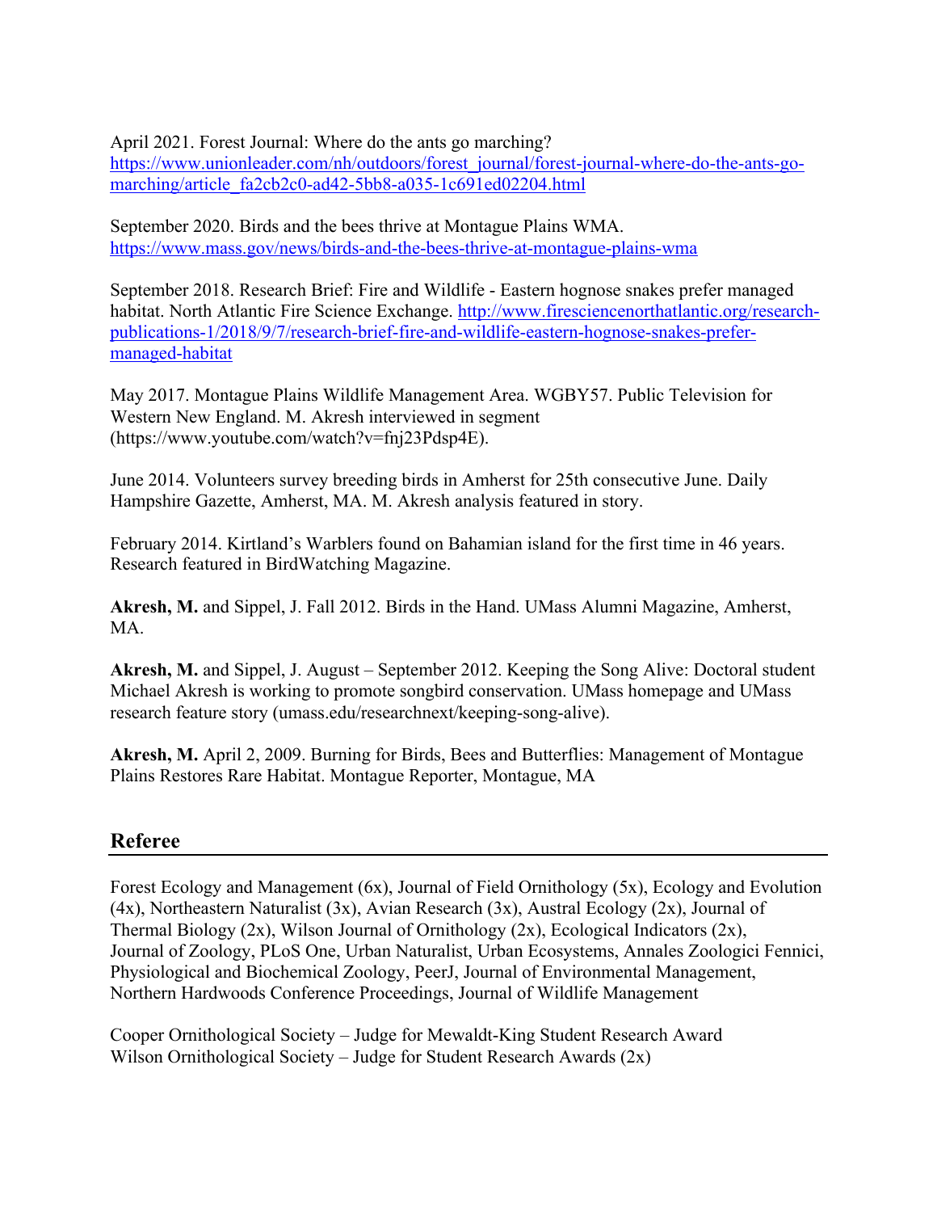April 2021. Forest Journal: Where do the ants go marching? [https://www.unionleader.com/nh/outdoors/forest_journal/forest-journal-where-do-the-ants-go-marching/article_fa2cb2c0-ad42-5bb8-a035-1c691ed02204.html](https://www.unionleader.com/nh/outdoors/forest_journal/forest-journal-where-do-the-ants-go-marching/article_fa2cb2c0-ad42-5bb8-a035-1c691ed02204.html)

September 2020. Birds and the bees thrive at Montague Plains WMA. [https://www.mass.gov/news/birds-and-the-bees-thrive-at-montague-plains-wma](https://www.mass.gov/news/birds-and-the-bees-thrive-at-montague-plains-wma)

September 2018. Research Brief: Fire and Wildlife - Eastern hognose snakes prefer managed habitat. North Atlantic Fire Science Exchange. [http://www.firesciencenorthatlantic.org/research-publications-1/2018/9/7/research-brief-fire-and-wildlife-eastern-hognose-snakes-prefer-managed-habitat](http://www.firesciencenorthatlantic.org/research-publications-1/2018/9/7/research-brief-fire-and-wildlife-eastern-hognose-snakes-prefer-managed-habitat)

May 2017. Montague Plains Wildlife Management Area. WGBY57. Public Television for Western New England. M. Akresh interviewed in segment (https://www.youtube.com/watch?v=fnj23Pdsp4E).

June 2014. Volunteers survey breeding birds in Amherst for 25th consecutive June. Daily Hampshire Gazette, Amherst, MA. M. Akresh analysis featured in story.

February 2014. Kirtland's Warblers found on Bahamian island for the first time in 46 years. Research featured in BirdWatching Magazine.

**Akresh, M.** and Sippel, J. Fall 2012. Birds in the Hand. UMass Alumni Magazine, Amherst, MA.

**Akresh, M.** and Sippel, J. August – September 2012. Keeping the Song Alive: Doctoral student Michael Akresh is working to promote songbird conservation. UMass homepage and UMass research feature story (umass.edu/researchnext/keeping-song-alive).

**Akresh, M.** April 2, 2009. Burning for Birds, Bees and Butterflies: Management of Montague Plains Restores Rare Habitat. Montague Reporter, Montague, MA

## Referee

Forest Ecology and Management (6x), Journal of Field Ornithology (5x), Ecology and Evolution (4x), Northeastern Naturalist (3x), Avian Research (3x), Austral Ecology (2x), Journal of Thermal Biology (2x), Wilson Journal of Ornithology (2x), Ecological Indicators (2x), Journal of Zoology, PLoS One, Urban Naturalist, Urban Ecosystems, Annales Zoologici Fennici, Physiological and Biochemical Zoology, PeerJ, Journal of Environmental Management, Northern Hardwoods Conference Proceedings, Journal of Wildlife Management

Cooper Ornithological Society – Judge for Mewaldt-King Student Research Award
Wilson Ornithological Society – Judge for Student Research Awards (2x)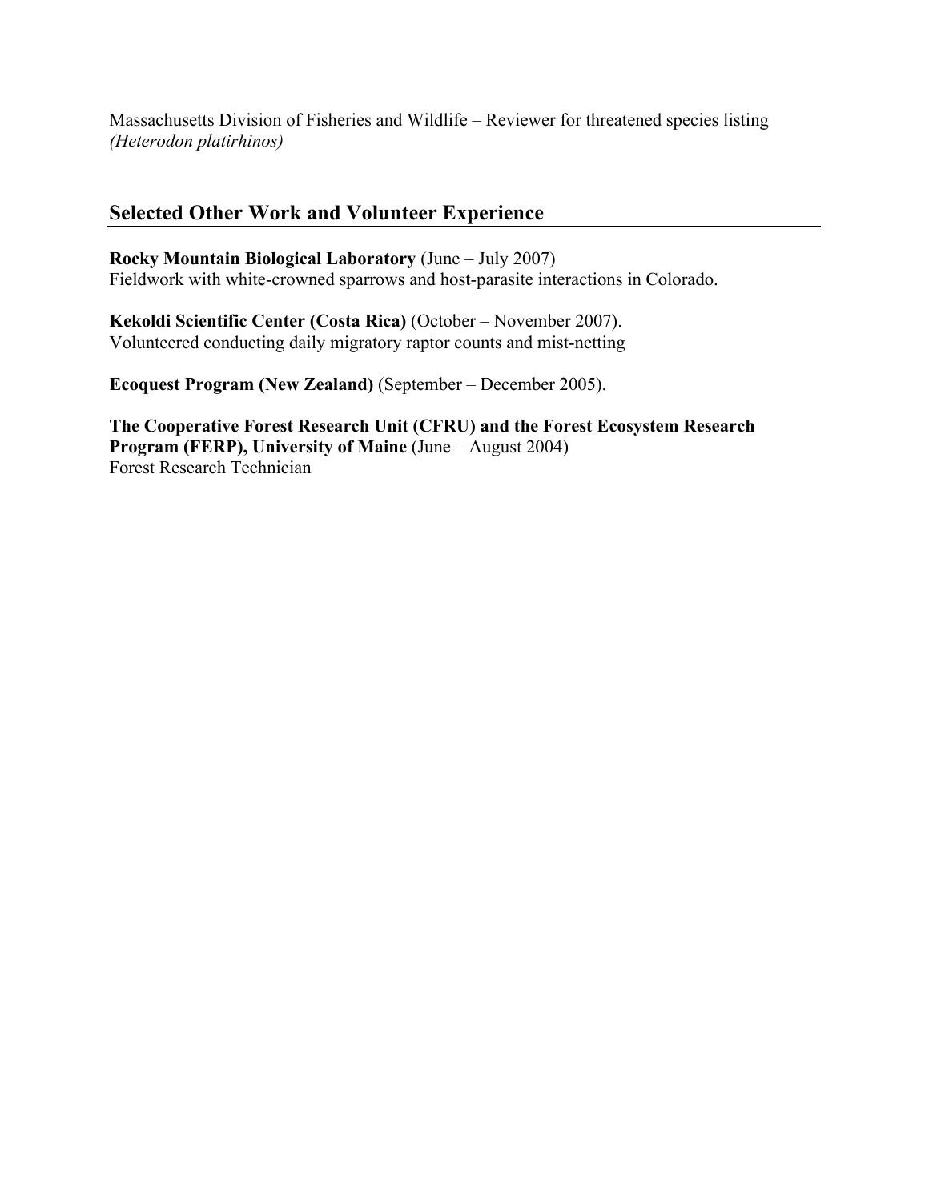Massachusetts Division of Fisheries and Wildlife – Reviewer for threatened species listing *(Heterodon platirhinos)*

## Selected Other Work and Volunteer Experience

**Rocky Mountain Biological Laboratory** (June – July 2007)
Fieldwork with white-crowned sparrows and host-parasite interactions in Colorado.

**Kekoldi Scientific Center (Costa Rica)** (October – November 2007).
Volunteered conducting daily migratory raptor counts and mist-netting

**Ecoquest Program (New Zealand)** (September – December 2005).

**The Cooperative Forest Research Unit (CFRU) and the Forest Ecosystem Research Program (FERP), University of Maine** (June – August 2004)
Forest Research Technician